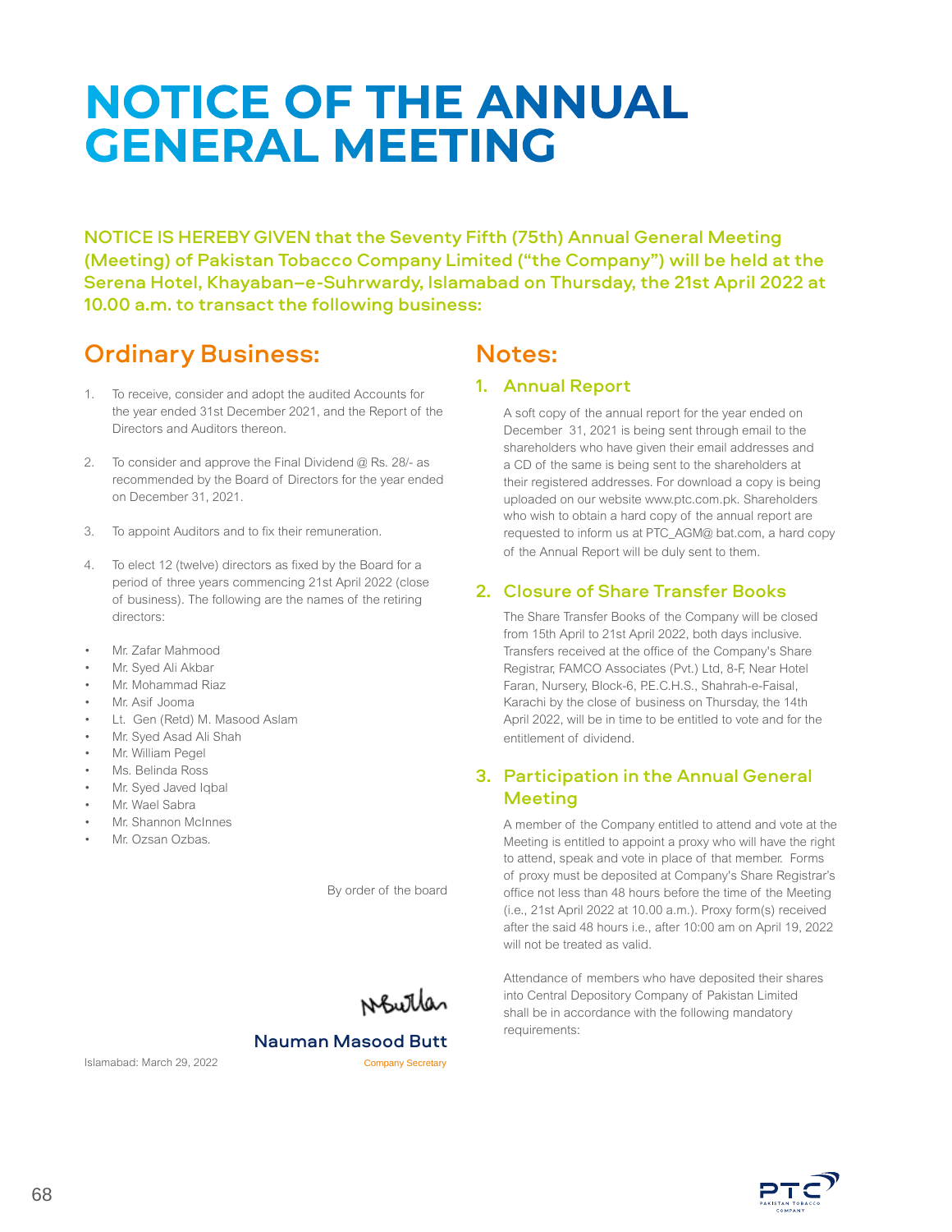# NOTICE OF THE ANNUAL GENERAL MEETING

**NOTICE IS HEREBY GIVEN that the Seventy Fifth (75th) Annual General Meeting (Meeting) of Pakistan Tobacco Company Limited ("the Company") will be held at the Serena Hotel, Khayaban–e-Suhrwardy, Islamabad on Thursday, the 21st April 2022 at 10.00 a.m. to transact the following business:**

## Ordinary Business:

1. To receive, consider and adopt the audited Accounts for the year ended 31st December 2021, and the Report of the Directors and Auditors thereon.

2. To consider and approve the Final Dividend @ Rs. 28/- as recommended by the Board of Directors for the year ended on December 31, 2021.

3. To appoint Auditors and to fix their remuneration.

4. To elect 12 (twelve) directors as fixed by the Board for a period of three years commencing 21st April 2022 (close of business). The following are the names of the retiring directors:

- Mr. Zafar Mahmood
- Mr. Syed Ali Akbar
- Mr. Mohammad Riaz
- Mr. Asif Jooma
- Lt. Gen (Retd) M. Masood Aslam
- Mr. Syed Asad Ali Shah
- Mr. William Pegel
- Ms. Belinda Ross
- Mr. Syed Javed Iqbal
- Mr. Wael Sabra
- Mr. Shannon McInnes
- Mr. Ozsan Ozbas.

By order of the board

**Nauman Masood Butt**
Company Secretary

Islamabad: March 29, 2022

## Notes:

### 1. Annual Report

A soft copy of the annual report for the year ended on December 31, 2021 is being sent through email to the shareholders who have given their email addresses and a CD of the same is being sent to the shareholders at their registered addresses. For download a copy is being uploaded on our website www.ptc.com.pk. Shareholders who wish to obtain a hard copy of the annual report are requested to inform us at PTC_AGM@ bat.com, a hard copy of the Annual Report will be duly sent to them.

### 2. Closure of Share Transfer Books

The Share Transfer Books of the Company will be closed from 15th April to 21st April 2022, both days inclusive. Transfers received at the office of the Company's Share Registrar, FAMCO Associates (Pvt.) Ltd, 8-F, Near Hotel Faran, Nursery, Block-6, P.E.C.H.S., Shahrah-e-Faisal, Karachi by the close of business on Thursday, the 14th April 2022, will be in time to be entitled to vote and for the entitlement of dividend.

### 3. Participation in the Annual General Meeting

A member of the Company entitled to attend and vote at the Meeting is entitled to appoint a proxy who will have the right to attend, speak and vote in place of that member. Forms of proxy must be deposited at Company's Share Registrar's office not less than 48 hours before the time of the Meeting (i.e., 21st April 2022 at 10.00 a.m.). Proxy form(s) received after the said 48 hours i.e., after 10:00 am on April 19, 2022 will not be treated as valid.

Attendance of members who have deposited their shares into Central Depository Company of Pakistan Limited shall be in accordance with the following mandatory requirements: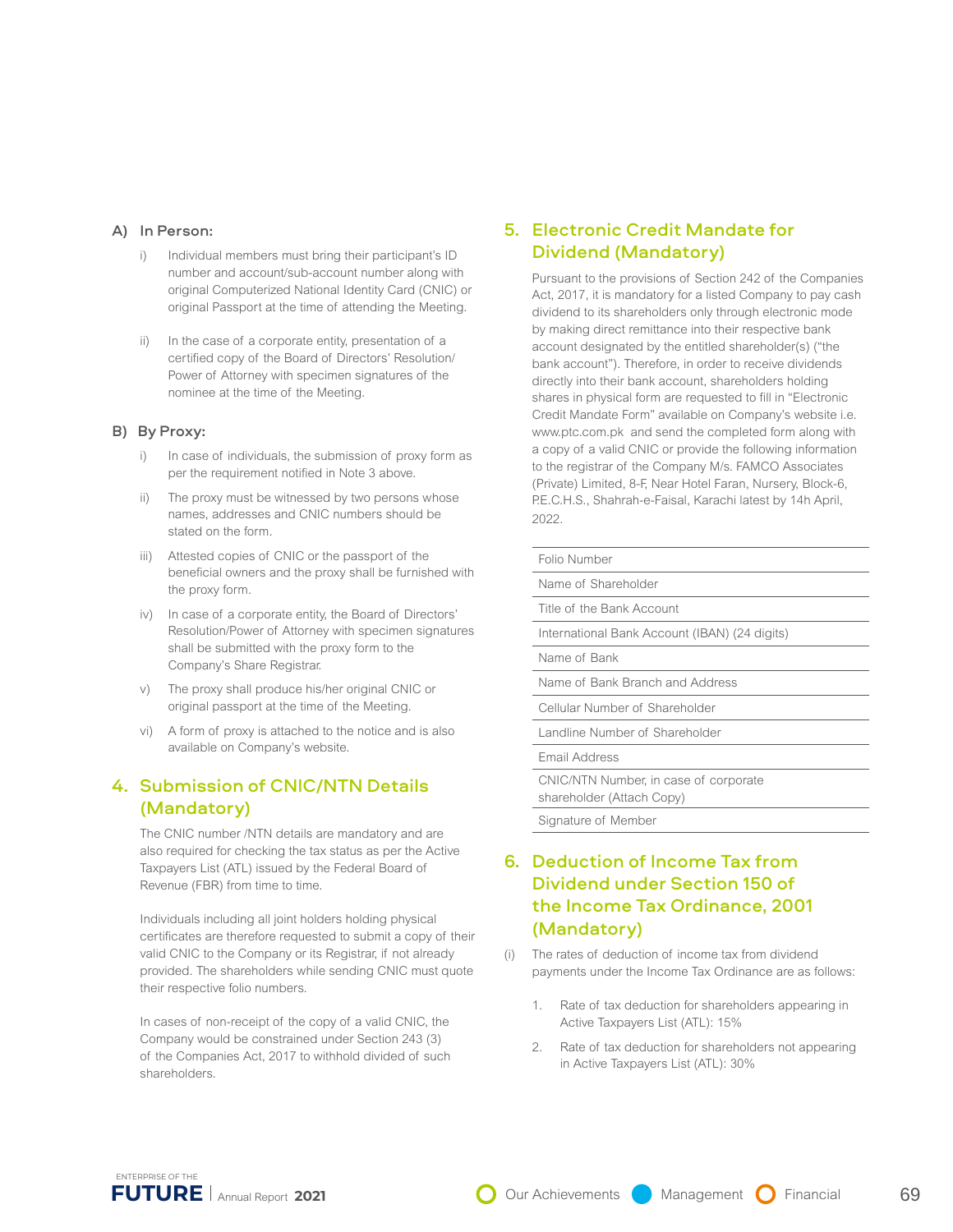**A) In Person:**

i) Individual members must bring their participant's ID number and account/sub-account number along with original Computerized National Identity Card (CNIC) or original Passport at the time of attending the Meeting.

ii) In the case of a corporate entity, presentation of a certified copy of the Board of Directors' Resolution/ Power of Attorney with specimen signatures of the nominee at the time of the Meeting.

**B) By Proxy:**

i) In case of individuals, the submission of proxy form as per the requirement notified in Note 3 above.

ii) The proxy must be witnessed by two persons whose names, addresses and CNIC numbers should be stated on the form.

iii) Attested copies of CNIC or the passport of the beneficial owners and the proxy shall be furnished with the proxy form.

iv) In case of a corporate entity, the Board of Directors' Resolution/Power of Attorney with specimen signatures shall be submitted with the proxy form to the Company's Share Registrar.

v) The proxy shall produce his/her original CNIC or original passport at the time of the Meeting.

vi) A form of proxy is attached to the notice and is also available on Company's website.

## 4. Submission of CNIC/NTN Details (Mandatory)

The CNIC number /NTN details are mandatory and are also required for checking the tax status as per the Active Taxpayers List (ATL) issued by the Federal Board of Revenue (FBR) from time to time.

Individuals including all joint holders holding physical certificates are therefore requested to submit a copy of their valid CNIC to the Company or its Registrar, if not already provided. The shareholders while sending CNIC must quote their respective folio numbers.

In cases of non-receipt of the copy of a valid CNIC, the Company would be constrained under Section 243 (3) of the Companies Act, 2017 to withhold divided of such shareholders.

## 5. Electronic Credit Mandate for Dividend (Mandatory)

Pursuant to the provisions of Section 242 of the Companies Act, 2017, it is mandatory for a listed Company to pay cash dividend to its shareholders only through electronic mode by making direct remittance into their respective bank account designated by the entitled shareholder(s) ("the bank account"). Therefore, in order to receive dividends directly into their bank account, shareholders holding shares in physical form are requested to fill in "Electronic Credit Mandate Form" available on Company's website i.e. www.ptc.com.pk and send the completed form along with a copy of a valid CNIC or provide the following information to the registrar of the Company M/s. FAMCO Associates (Private) Limited, 8-F, Near Hotel Faran, Nursery, Block-6, P.E.C.H.S., Shahrah-e-Faisal, Karachi latest by 14h April, 2022.

| |
|---|
| Folio Number |
| Name of Shareholder |
| Title of the Bank Account |
| International Bank Account (IBAN) (24 digits) |
| Name of Bank |
| Name of Bank Branch and Address |
| Cellular Number of Shareholder |
| Landline Number of Shareholder |
| Email Address |
| CNIC/NTN Number, in case of corporate shareholder (Attach Copy) |
| Signature of Member |

## 6. Deduction of Income Tax from Dividend under Section 150 of the Income Tax Ordinance, 2001 (Mandatory)

(i) The rates of deduction of income tax from dividend payments under the Income Tax Ordinance are as follows:

1. Rate of tax deduction for shareholders appearing in Active Taxpayers List (ATL): 15%
2. Rate of tax deduction for shareholders not appearing in Active Taxpayers List (ATL): 30%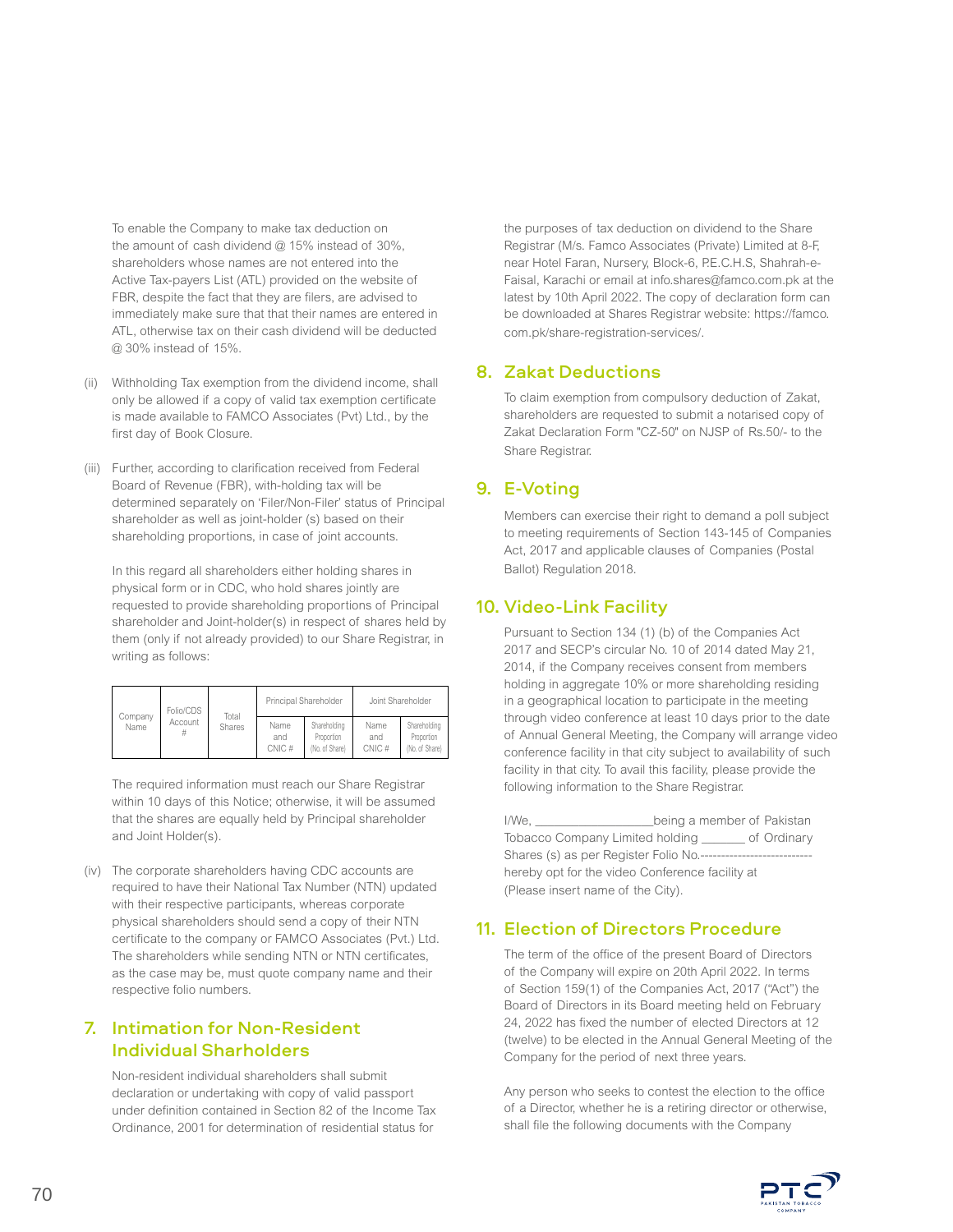To enable the Company to make tax deduction on the amount of cash dividend @ 15% instead of 30%, shareholders whose names are not entered into the Active Tax-payers List (ATL) provided on the website of FBR, despite the fact that they are filers, are advised to immediately make sure that that their names are entered in ATL, otherwise tax on their cash dividend will be deducted @ 30% instead of 15%.

(ii) Withholding Tax exemption from the dividend income, shall only be allowed if a copy of valid tax exemption certificate is made available to FAMCO Associates (Pvt) Ltd., by the first day of Book Closure.

(iii) Further, according to clarification received from Federal Board of Revenue (FBR), with-holding tax will be determined separately on 'Filer/Non-Filer' status of Principal shareholder as well as joint-holder (s) based on their shareholding proportions, in case of joint accounts.

In this regard all shareholders either holding shares in physical form or in CDC, who hold shares jointly are requested to provide shareholding proportions of Principal shareholder and Joint-holder(s) in respect of shares held by them (only if not already provided) to our Share Registrar, in writing as follows:

| Company Name | Folio/CDS Account # | Total Shares | Principal Shareholder | | Joint Shareholder | |
|---|---|---|---|---|---|---|
| | | | Name and CNIC # | Shareholding Proportion (No. of Share) | Name and CNIC # | Shareholding Proportion (No. of Share) |

The required information must reach our Share Registrar within 10 days of this Notice; otherwise, it will be assumed that the shares are equally held by Principal shareholder and Joint Holder(s).

(iv) The corporate shareholders having CDC accounts are required to have their National Tax Number (NTN) updated with their respective participants, whereas corporate physical shareholders should send a copy of their NTN certificate to the company or FAMCO Associates (Pvt.) Ltd. The shareholders while sending NTN or NTN certificates, as the case may be, must quote company name and their respective folio numbers.

## 7. Intimation for Non-Resident Individual Sharholders

Non-resident individual shareholders shall submit declaration or undertaking with copy of valid passport under definition contained in Section 82 of the Income Tax Ordinance, 2001 for determination of residential status for the purposes of tax deduction on dividend to the Share Registrar (M/s. Famco Associates (Private) Limited at 8-F, near Hotel Faran, Nursery, Block-6, P.E.C.H.S, Shahrah-e-Faisal, Karachi or email at info.shares@famco.com.pk at the latest by 10th April 2022. The copy of declaration form can be downloaded at Shares Registrar website: https://famco.com.pk/share-registration-services/.

## 8. Zakat Deductions

To claim exemption from compulsory deduction of Zakat, shareholders are requested to submit a notarised copy of Zakat Declaration Form "CZ-50" on NJSP of Rs.50/- to the Share Registrar.

## 9. E-Voting

Members can exercise their right to demand a poll subject to meeting requirements of Section 143-145 of Companies Act, 2017 and applicable clauses of Companies (Postal Ballot) Regulation 2018.

## 10. Video-Link Facility

Pursuant to Section 134 (1) (b) of the Companies Act 2017 and SECP's circular No. 10 of 2014 dated May 21, 2014, if the Company receives consent from members holding in aggregate 10% or more shareholding residing in a geographical location to participate in the meeting through video conference at least 10 days prior to the date of Annual General Meeting, the Company will arrange video conference facility in that city subject to availability of such facility in that city. To avail this facility, please provide the following information to the Share Registrar.

I/We, _________________being a member of Pakistan Tobacco Company Limited holding _______ of Ordinary Shares (s) as per Register Folio No.--------------------------- hereby opt for the video Conference facility at (Please insert name of the City).

## 11. Election of Directors Procedure

The term of the office of the present Board of Directors of the Company will expire on 20th April 2022. In terms of Section 159(1) of the Companies Act, 2017 ("Act") the Board of Directors in its Board meeting held on February 24, 2022 has fixed the number of elected Directors at 12 (twelve) to be elected in the Annual General Meeting of the Company for the period of next three years.

Any person who seeks to contest the election to the office of a Director, whether he is a retiring director or otherwise, shall file the following documents with the Company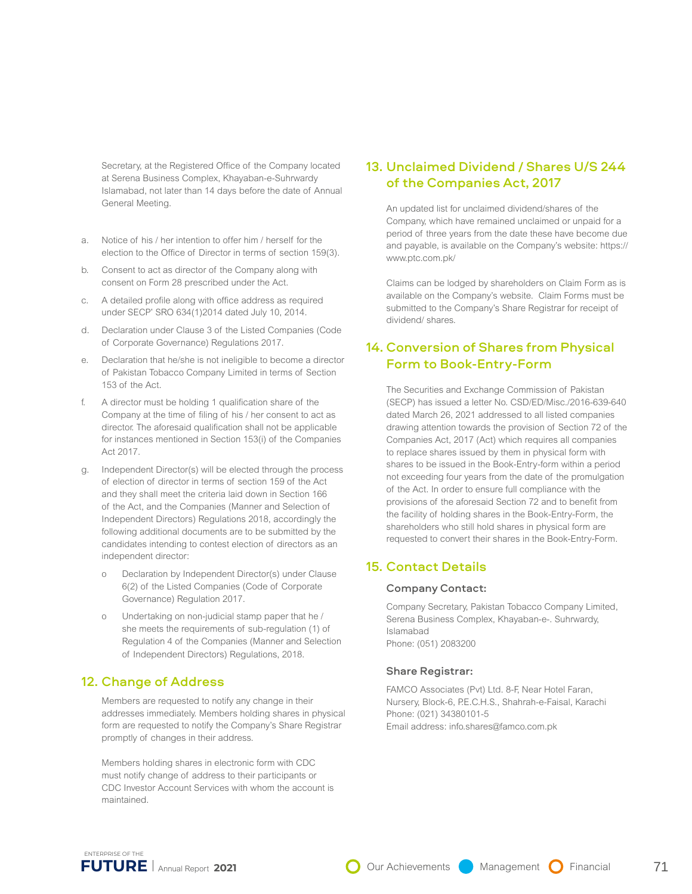Secretary, at the Registered Office of the Company located at Serena Business Complex, Khayaban-e-Suhrwardy Islamabad, not later than 14 days before the date of Annual General Meeting.

a. Notice of his / her intention to offer him / herself for the election to the Office of Director in terms of section 159(3).

b. Consent to act as director of the Company along with consent on Form 28 prescribed under the Act.

c. A detailed profile along with office address as required under SECP' SRO 634(1)2014 dated July 10, 2014.

d. Declaration under Clause 3 of the Listed Companies (Code of Corporate Governance) Regulations 2017.

e. Declaration that he/she is not ineligible to become a director of Pakistan Tobacco Company Limited in terms of Section 153 of the Act.

f. A director must be holding 1 qualification share of the Company at the time of filing of his / her consent to act as director. The aforesaid qualification shall not be applicable for instances mentioned in Section 153(i) of the Companies Act 2017.

g. Independent Director(s) will be elected through the process of election of director in terms of section 159 of the Act and they shall meet the criteria laid down in Section 166 of the Act, and the Companies (Manner and Selection of Independent Directors) Regulations 2018, accordingly the following additional documents are to be submitted by the candidates intending to contest election of directors as an independent director:

   - Declaration by Independent Director(s) under Clause 6(2) of the Listed Companies (Code of Corporate Governance) Regulation 2017.
   - Undertaking on non-judicial stamp paper that he / she meets the requirements of sub-regulation (1) of Regulation 4 of the Companies (Manner and Selection of Independent Directors) Regulations, 2018.

## 12. Change of Address

Members are requested to notify any change in their addresses immediately. Members holding shares in physical form are requested to notify the Company's Share Registrar promptly of changes in their address.

Members holding shares in electronic form with CDC must notify change of address to their participants or CDC Investor Account Services with whom the account is maintained.

## 13. Unclaimed Dividend / Shares U/S 244 of the Companies Act, 2017

An updated list for unclaimed dividend/shares of the Company, which have remained unclaimed or unpaid for a period of three years from the date these have become due and payable, is available on the Company's website: https://www.ptc.com.pk/

Claims can be lodged by shareholders on Claim Form as is available on the Company's website. Claim Forms must be submitted to the Company's Share Registrar for receipt of dividend/ shares.

## 14. Conversion of Shares from Physical Form to Book-Entry-Form

The Securities and Exchange Commission of Pakistan (SECP) has issued a letter No. CSD/ED/Misc./2016-639-640 dated March 26, 2021 addressed to all listed companies drawing attention towards the provision of Section 72 of the Companies Act, 2017 (Act) which requires all companies to replace shares issued by them in physical form with shares to be issued in the Book-Entry-form within a period not exceeding four years from the date of the promulgation of the Act. In order to ensure full compliance with the provisions of the aforesaid Section 72 and to benefit from the facility of holding shares in the Book-Entry-Form, the shareholders who still hold shares in physical form are requested to convert their shares in the Book-Entry-Form.

## 15. Contact Details

### Company Contact:

Company Secretary, Pakistan Tobacco Company Limited, Serena Business Complex, Khayaban-e-. Suhrwardy, Islamabad
Phone: (051) 2083200

### Share Registrar:

FAMCO Associates (Pvt) Ltd. 8-F, Near Hotel Faran, Nursery, Block-6, P.E.C.H.S., Shahrah-e-Faisal, Karachi
Phone: (021) 34380101-5
Email address: info.shares@famco.com.pk